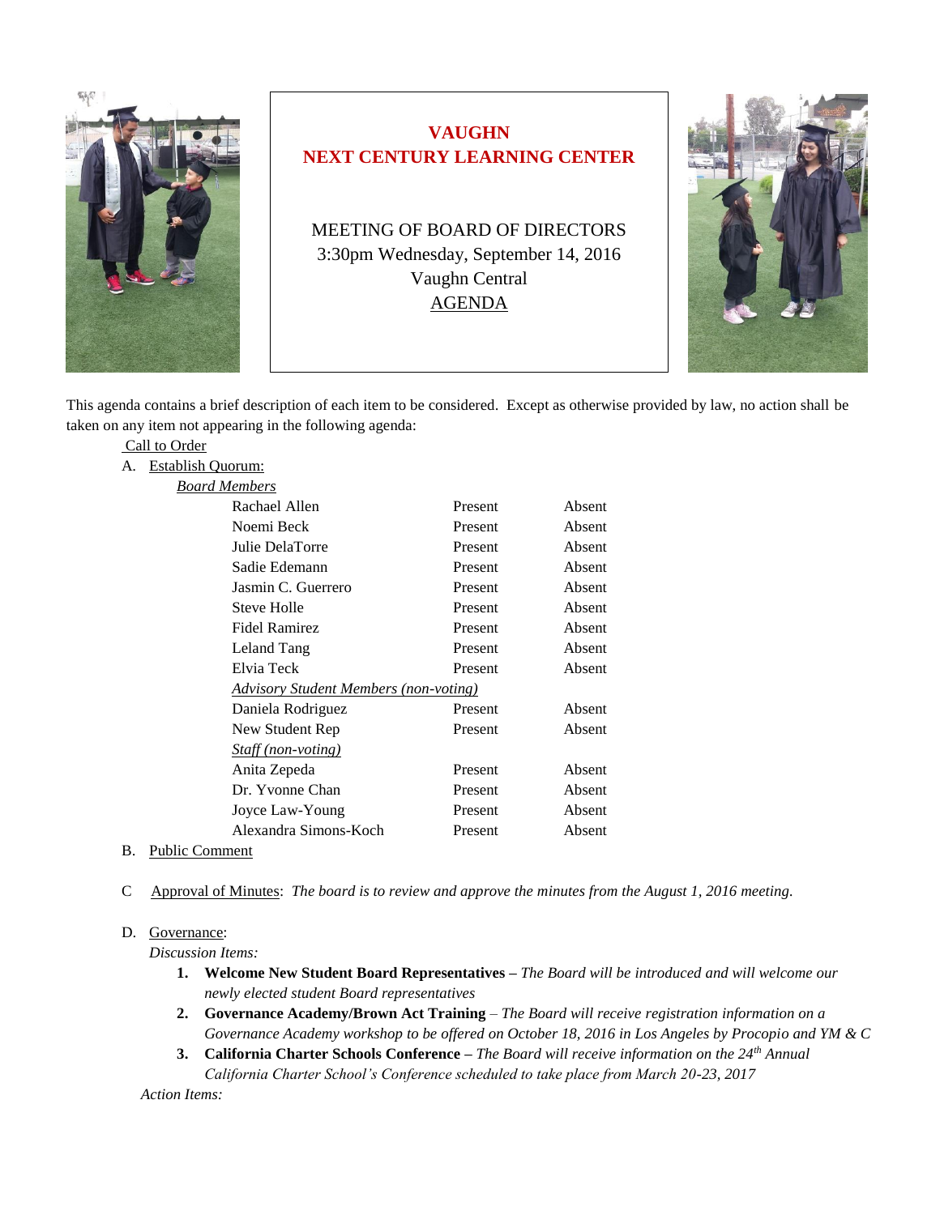# VAUGHN
# NEXT CENTURY LEARNING CENTER

MEETING OF BOARD OF DIRECTORS
3:30pm Wednesday, September 14, 2016
Vaughn Central
AGENDA

This agenda contains a brief description of each item to be considered. Except as otherwise provided by law, no action shall be taken on any item not appearing in the following agenda:

Call to Order

A. Establish Quorum:

*Board Members*

| | | |
|---|---|---|
| Rachael Allen | Present | Absent |
| Noemi Beck | Present | Absent |
| Julie DelaTorre | Present | Absent |
| Sadie Edemann | Present | Absent |
| Jasmin C. Guerrero | Present | Absent |
| Steve Holle | Present | Absent |
| Fidel Ramirez | Present | Absent |
| Leland Tang | Present | Absent |
| Elvia Teck | Present | Absent |
| *Advisory Student Members (non-voting)* | | |
| Daniela Rodriguez | Present | Absent |
| New Student Rep | Present | Absent |
| *Staff (non-voting)* | | |
| Anita Zepeda | Present | Absent |
| Dr. Yvonne Chan | Present | Absent |
| Joyce Law-Young | Present | Absent |
| Alexandra Simons-Koch | Present | Absent |

B. Public Comment

C Approval of Minutes: *The board is to review and approve the minutes from the August 1, 2016 meeting.*

D. Governance:

*Discussion Items:*

1. **Welcome New Student Board Representatives –** *The Board will be introduced and will welcome our newly elected student Board representatives*
2. **Governance Academy/Brown Act Training** – *The Board will receive registration information on a Governance Academy workshop to be offered on October 18, 2016 in Los Angeles by Procopio and YM & C*
3. **California Charter Schools Conference –** *The Board will receive information on the 24th Annual California Charter School's Conference scheduled to take place from March 20-23, 2017*

*Action Items:*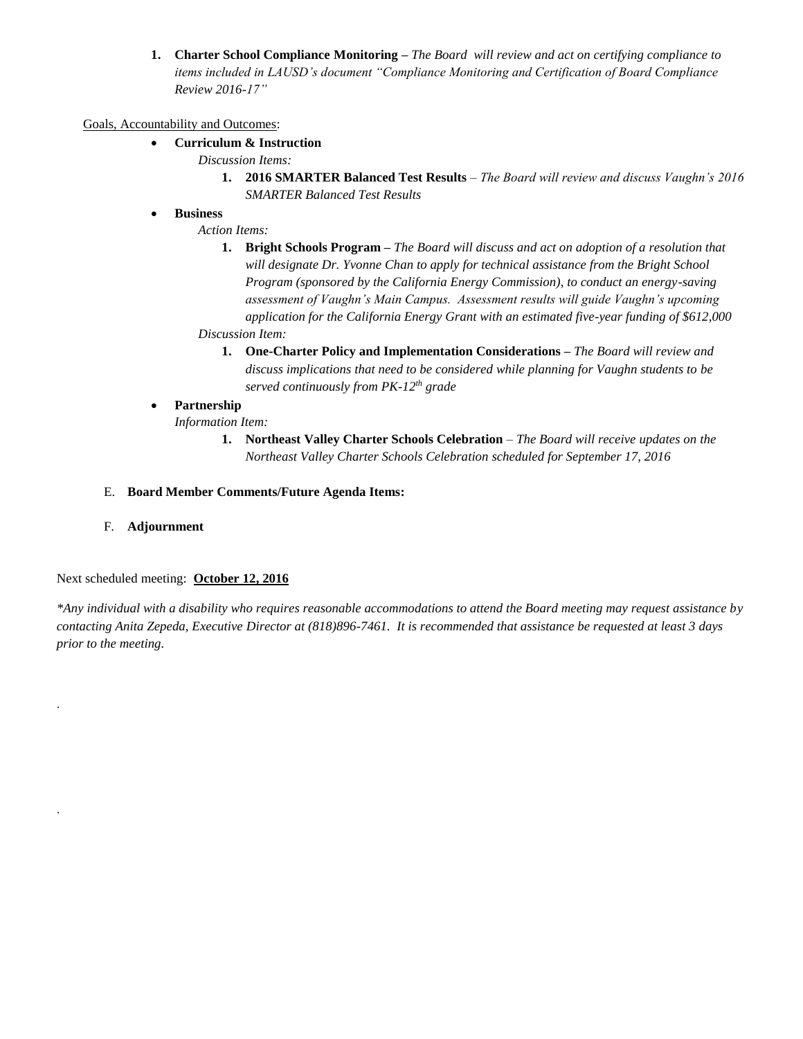1. **Charter School Compliance Monitoring –** *The Board will review and act on certifying compliance to items included in LAUSD's document "Compliance Monitoring and Certification of Board Compliance Review 2016-17"*

Goals, Accountability and Outcomes:

- **Curriculum & Instruction**

  *Discussion Items:*

  1. **2016 SMARTER Balanced Test Results** – *The Board will review and discuss Vaughn's 2016 SMARTER Balanced Test Results*

- **Business**

  *Action Items:*

  1. **Bright Schools Program –** *The Board will discuss and act on adoption of a resolution that will designate Dr. Yvonne Chan to apply for technical assistance from the Bright School Program (sponsored by the California Energy Commission), to conduct an energy-saving assessment of Vaughn's Main Campus. Assessment results will guide Vaughn's upcoming application for the California Energy Grant with an estimated five-year funding of $612,000*

  *Discussion Item:*

  1. **One-Charter Policy and Implementation Considerations –** *The Board will review and discuss implications that need to be considered while planning for Vaughn students to be served continuously from PK-12th grade*

- **Partnership**

  *Information Item:*

  1. **Northeast Valley Charter Schools Celebration** – *The Board will receive updates on the Northeast Valley Charter Schools Celebration scheduled for September 17, 2016*

E. **Board Member Comments/Future Agenda Items:**

F. **Adjournment**

Next scheduled meeting: **October 12, 2016**

*\*Any individual with a disability who requires reasonable accommodations to attend the Board meeting may request assistance by contacting Anita Zepeda, Executive Director at (818)896-7461. It is recommended that assistance be requested at least 3 days prior to the meeting.*

.

.